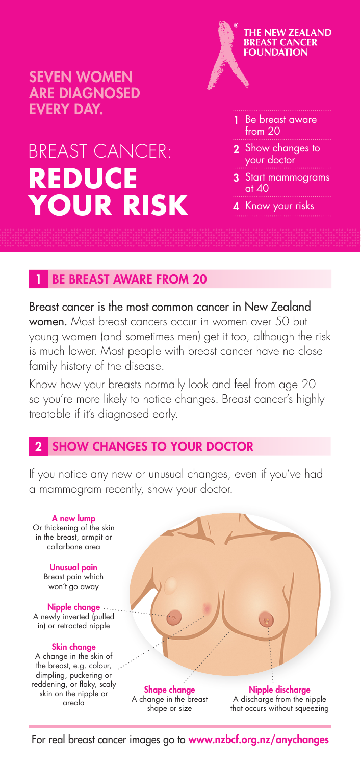**THE NEW ZEALAND BREAST CANCER FOUNDATION**

**SEVEN WOMEN ARE DIAGNOSED EVERY DAY.**

# BREAST CANCER: **REDUCE YOUR RISK**

1. Be breast aware from 20
2. Show changes to your doctor
3. Start mammograms at 40
4. Know your risks

## 1 BE BREAST AWARE FROM 20

**Breast cancer is the most common cancer in New Zealand women.** Most breast cancers occur in women over 50 but young women (and sometimes men) get it too, although the risk is much lower. Most people with breast cancer have no close family history of the disease.

Know how your breasts normally look and feel from age 20 so you're more likely to notice changes. Breast cancer's highly treatable if it's diagnosed early.

## 2 SHOW CHANGES TO YOUR DOCTOR

If you notice any new or unusual changes, even if you've had a mammogram recently, show your doctor.

**A new lump**
Or thickening of the skin in the breast, armpit or collarbone area

**Unusual pain**
Breast pain which won't go away

**Nipple change**
A newly inverted (pulled in) or retracted nipple

**Skin change**
A change in the skin of the breast, e.g. colour, dimpling, puckering or reddening, or flaky, scaly skin on the nipple or areola

**Shape change**
A change in the breast shape or size

**Nipple discharge**
A discharge from the nipple that occurs without squeezing

For real breast cancer images go to **www.nzbcf.org.nz/anychanges**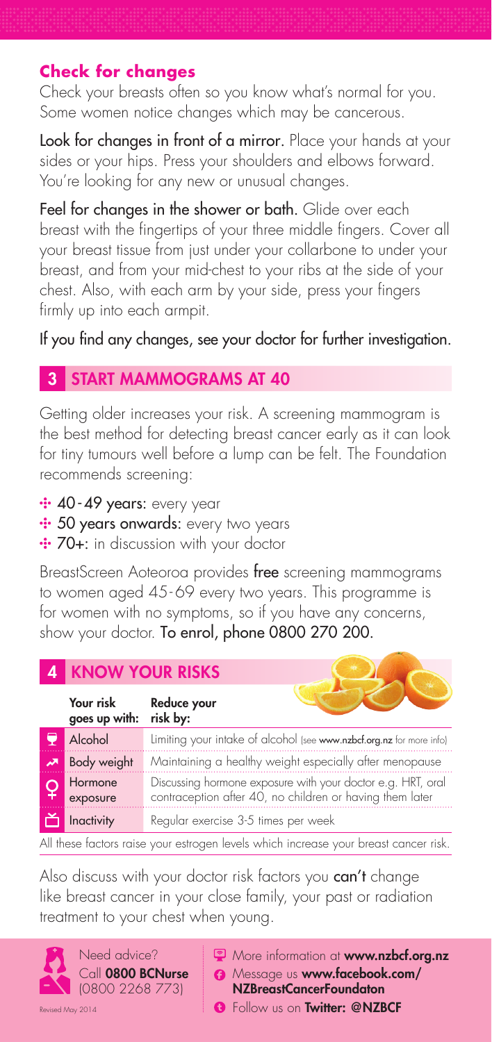## Check for changes

Check your breasts often so you know what's normal for you. Some women notice changes which may be cancerous.

**Look for changes in front of a mirror.** Place your hands at your sides or your hips. Press your shoulders and elbows forward. You're looking for any new or unusual changes.

**Feel for changes in the shower or bath.** Glide over each breast with the fingertips of your three middle fingers. Cover all your breast tissue from just under your collarbone to under your breast, and from your mid-chest to your ribs at the side of your chest. Also, with each arm by your side, press your fingers firmly up into each armpit.

**If you find any changes, see your doctor for further investigation.**

## 3 START MAMMOGRAMS AT 40

Getting older increases your risk. A screening mammogram is the best method for detecting breast cancer early as it can look for tiny tumours well before a lump can be felt. The Foundation recommends screening:

- **40-49 years**: every year
- **50 years onwards**: every two years
- **70+**: in discussion with your doctor

BreastScreen Aoteoroa provides **free** screening mammograms to women aged 45-69 every two years. This programme is for women with no symptoms, so if you have any concerns, show your doctor. **To enrol, phone 0800 270 200.**

## 4 KNOW YOUR RISKS

| Your risk goes up with: | Reduce your risk by: |
|---|---|
| Alcohol | Limiting your intake of alcohol (see www.nzbcf.org.nz for more info) |
| Body weight | Maintaining a healthy weight especially after menopause |
| Hormone exposure | Discussing hormone exposure with your doctor e.g. HRT, oral contraception after 40, no children or having them later |
| Inactivity | Regular exercise 3-5 times per week |

All these factors raise your estrogen levels which increase your breast cancer risk.

Also discuss with your doctor risk factors you **can't** change like breast cancer in your close family, your past or radiation treatment to your chest when young.

Need advice? Call **0800 BCNurse** (0800 2268 773)

More information at **www.nzbcf.org.nz**

Message us **www.facebook.com/NZBreastCancerFoundaton**

Follow us on **Twitter: @NZBCF**

Revised May 2014